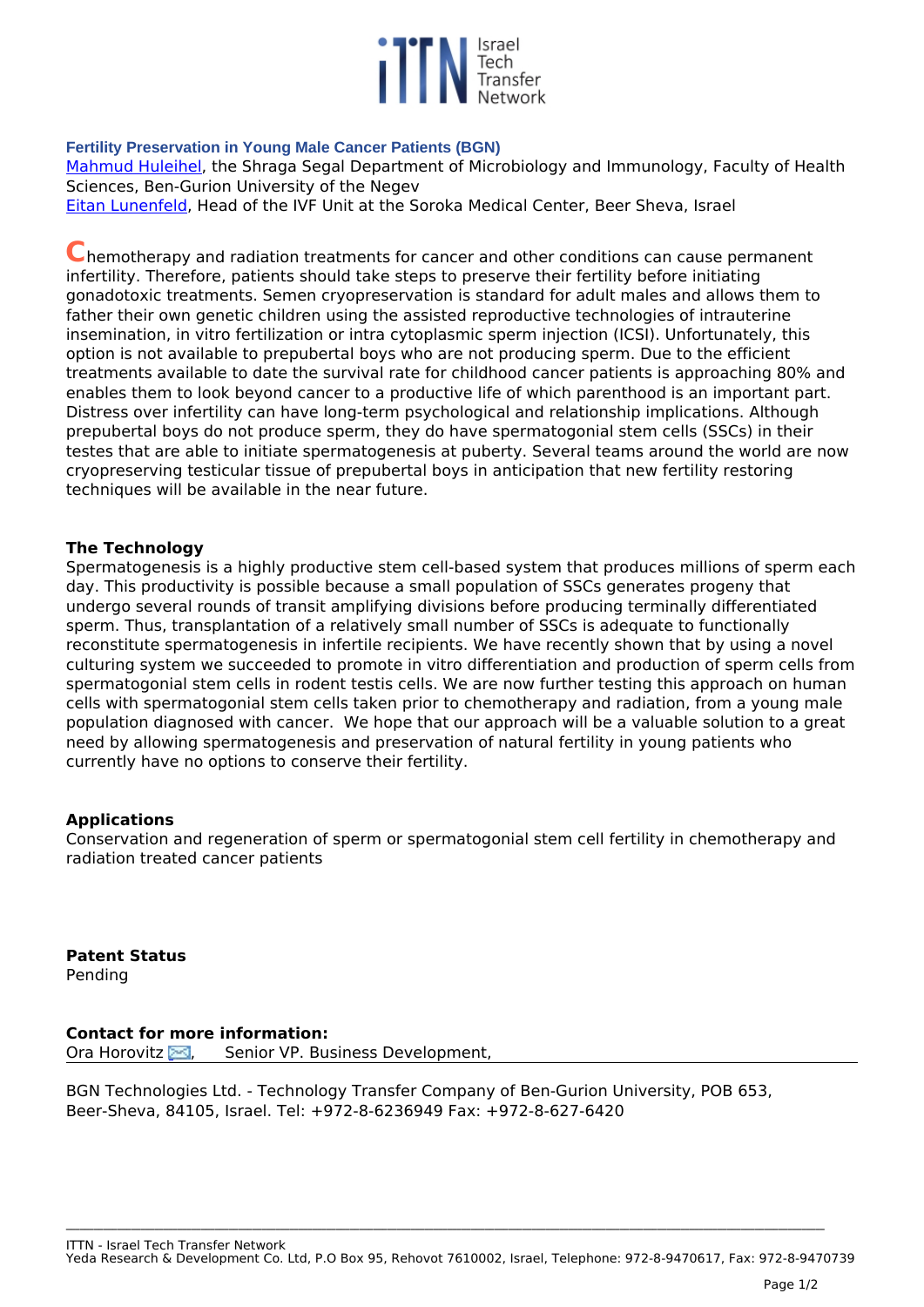**Fertility Preservation in Young Male Cancer Patients (BGN)**

Mahmud Huleihel, the Shraga Segal Department of Microbiology and Immunology, Faculty of Health Sciences, Ben-Gurion University of the Negev
Eitan Lunenfeld, Head of the IVF Unit at the Soroka Medical Center, Beer Sheva, Israel

Chemotherapy and radiation treatments for cancer and other conditions can cause permanent infertility. Therefore, patients should take steps to preserve their fertility before initiating gonadotoxic treatments. Semen cryopreservation is standard for adult males and allows them to father their own genetic children using the assisted reproductive technologies of intrauterine insemination, in vitro fertilization or intra cytoplasmic sperm injection (ICSI). Unfortunately, this option is not available to prepubertal boys who are not producing sperm. Due to the efficient treatments available to date the survival rate for childhood cancer patients is approaching 80% and enables them to look beyond cancer to a productive life of which parenthood is an important part. Distress over infertility can have long-term psychological and relationship implications. Although prepubertal boys do not produce sperm, they do have spermatogonial stem cells (SSCs) in their testes that are able to initiate spermatogenesis at puberty. Several teams around the world are now cryopreserving testicular tissue of prepubertal boys in anticipation that new fertility restoring techniques will be available in the near future.

**The Technology**

Spermatogenesis is a highly productive stem cell-based system that produces millions of sperm each day. This productivity is possible because a small population of SSCs generates progeny that undergo several rounds of transit amplifying divisions before producing terminally differentiated sperm. Thus, transplantation of a relatively small number of SSCs is adequate to functionally reconstitute spermatogenesis in infertile recipients. We have recently shown that by using a novel culturing system we succeeded to promote in vitro differentiation and production of sperm cells from spermatogonial stem cells in rodent testis cells. We are now further testing this approach on human cells with spermatogonial stem cells taken prior to chemotherapy and radiation, from a young male population diagnosed with cancer. We hope that our approach will be a valuable solution to a great need by allowing spermatogenesis and preservation of natural fertility in young patients who currently have no options to conserve their fertility.

**Applications**

Conservation and regeneration of sperm or spermatogonial stem cell fertility in chemotherapy and radiation treated cancer patients

**Patent Status**

Pending

**Contact for more information:**

Ora Horovitz, Senior VP. Business Development,

BGN Technologies Ltd. - Technology Transfer Company of Ben-Gurion University, POB 653, Beer-Sheva, 84105, Israel. Tel: +972-8-6236949 Fax: +972-8-627-6420